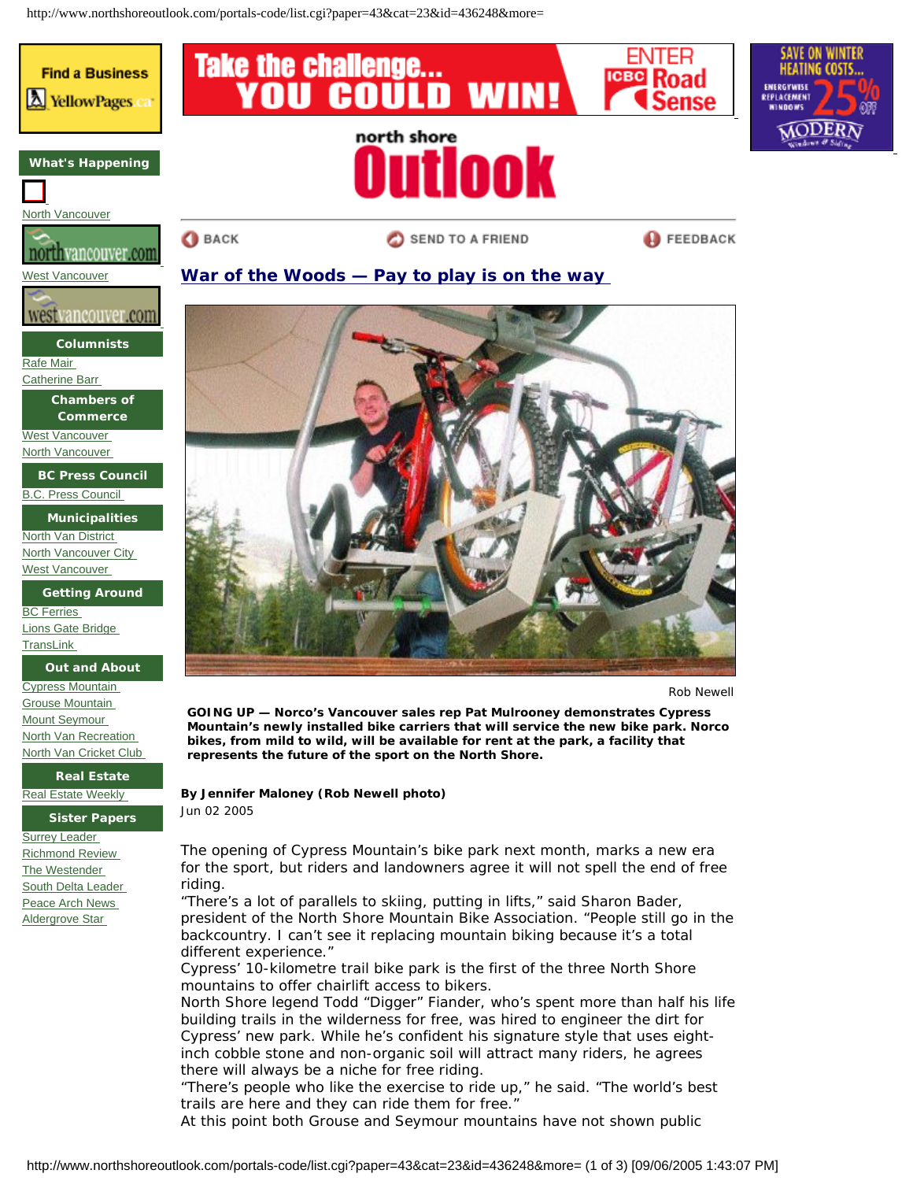## War of the Woods — Pay to play is on the way

Rob Newell

**GOING UP — Norco's Vancouver sales rep Pat Mulrooney demonstrates Cypress Mountain's newly installed bike carriers that will service the new bike park. Norco bikes, from mild to wild, will be available for rent at the park, a facility that represents the future of the sport on the North Shore.**

**By Jennifer Maloney (Rob Newell photo)**
Jun 02 2005

The opening of Cypress Mountain's bike park next month, marks a new era for the sport, but riders and landowners agree it will not spell the end of free riding.

"There's a lot of parallels to skiing, putting in lifts," said Sharon Bader, president of the North Shore Mountain Bike Association. "People still go in the backcountry. I can't see it replacing mountain biking because it's a total different experience."

Cypress' 10-kilometre trail bike park is the first of the three North Shore mountains to offer chairlift access to bikers.

North Shore legend Todd "Digger" Fiander, who's spent more than half his life building trails in the wilderness for free, was hired to engineer the dirt for Cypress' new park. While he's confident his signature style that uses eight-inch cobble stone and non-organic soil will attract many riders, he agrees there will always be a niche for free riding.

"There's people who like the exercise to ride up," he said. "The world's best trails are here and they can ride them for free."

At this point both Grouse and Seymour mountains have not shown public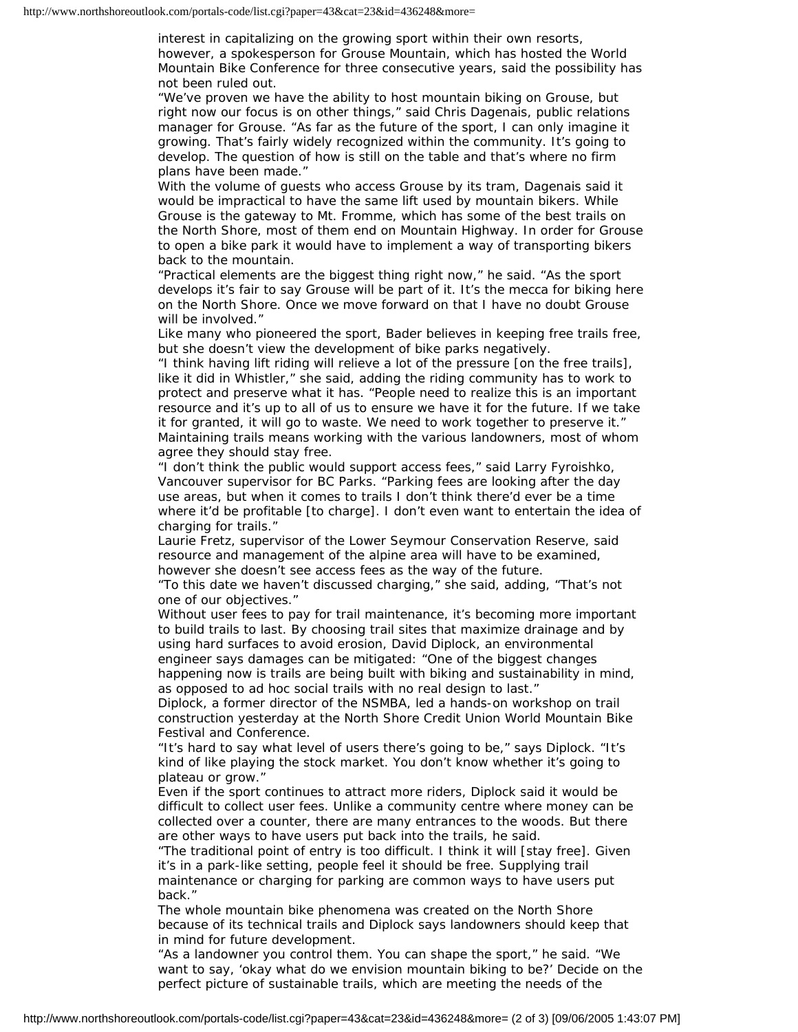interest in capitalizing on the growing sport within their own resorts, however, a spokesperson for Grouse Mountain, which has hosted the World Mountain Bike Conference for three consecutive years, said the possibility has not been ruled out.

"We've proven we have the ability to host mountain biking on Grouse, but right now our focus is on other things," said Chris Dagenais, public relations manager for Grouse. "As far as the future of the sport, I can only imagine it growing. That's fairly widely recognized within the community. It's going to develop. The question of how is still on the table and that's where no firm plans have been made."

With the volume of guests who access Grouse by its tram, Dagenais said it would be impractical to have the same lift used by mountain bikers. While Grouse is the gateway to Mt. Fromme, which has some of the best trails on the North Shore, most of them end on Mountain Highway. In order for Grouse to open a bike park it would have to implement a way of transporting bikers back to the mountain.

"Practical elements are the biggest thing right now," he said. "As the sport develops it's fair to say Grouse will be part of it. It's the mecca for biking here on the North Shore. Once we move forward on that I have no doubt Grouse will be involved."

Like many who pioneered the sport, Bader believes in keeping free trails free, but she doesn't view the development of bike parks negatively.

"I think having lift riding will relieve a lot of the pressure [on the free trails], like it did in Whistler," she said, adding the riding community has to work to protect and preserve what it has. "People need to realize this is an important resource and it's up to all of us to ensure we have it for the future. If we take it for granted, it will go to waste. We need to work together to preserve it."

Maintaining trails means working with the various landowners, most of whom agree they should stay free.

"I don't think the public would support access fees," said Larry Fyroishko, Vancouver supervisor for BC Parks. "Parking fees are looking after the day use areas, but when it comes to trails I don't think there'd ever be a time where it'd be profitable [to charge]. I don't even want to entertain the idea of charging for trails."

Laurie Fretz, supervisor of the Lower Seymour Conservation Reserve, said resource and management of the alpine area will have to be examined, however she doesn't see access fees as the way of the future.

"To this date we haven't discussed charging," she said, adding, "That's not one of our objectives."

Without user fees to pay for trail maintenance, it's becoming more important to build trails to last. By choosing trail sites that maximize drainage and by using hard surfaces to avoid erosion, David Diplock, an environmental engineer says damages can be mitigated: "One of the biggest changes happening now is trails are being built with biking and sustainability in mind, as opposed to ad hoc social trails with no real design to last."

Diplock, a former director of the NSMBA, led a hands-on workshop on trail construction yesterday at the North Shore Credit Union World Mountain Bike Festival and Conference.

"It's hard to say what level of users there's going to be," says Diplock. "It's kind of like playing the stock market. You don't know whether it's going to plateau or grow."

Even if the sport continues to attract more riders, Diplock said it would be difficult to collect user fees. Unlike a community centre where money can be collected over a counter, there are many entrances to the woods. But there are other ways to have users put back into the trails, he said.

"The traditional point of entry is too difficult. I think it will [stay free]. Given it's in a park-like setting, people feel it should be free. Supplying trail maintenance or charging for parking are common ways to have users put back."

The whole mountain bike phenomena was created on the North Shore because of its technical trails and Diplock says landowners should keep that in mind for future development.

"As a landowner you control them. You can shape the sport," he said. "We want to say, 'okay what do we envision mountain biking to be?' Decide on the perfect picture of sustainable trails, which are meeting the needs of the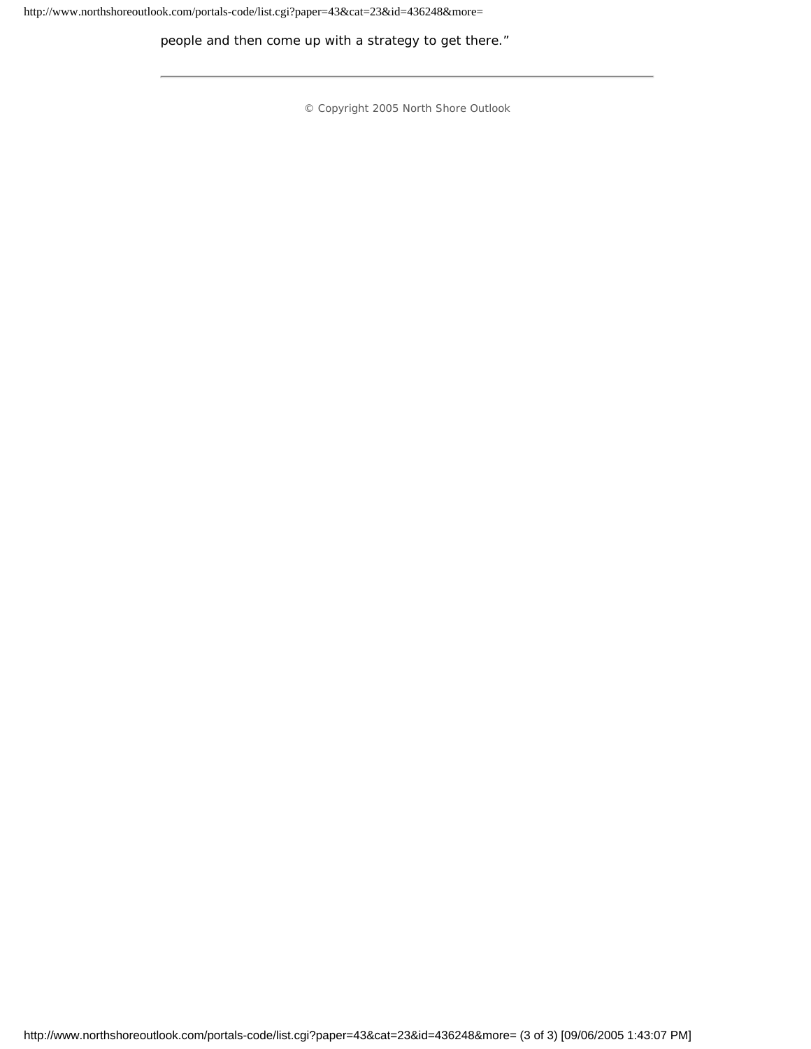people and then come up with a strategy to get there."

---

© Copyright 2005 North Shore Outlook